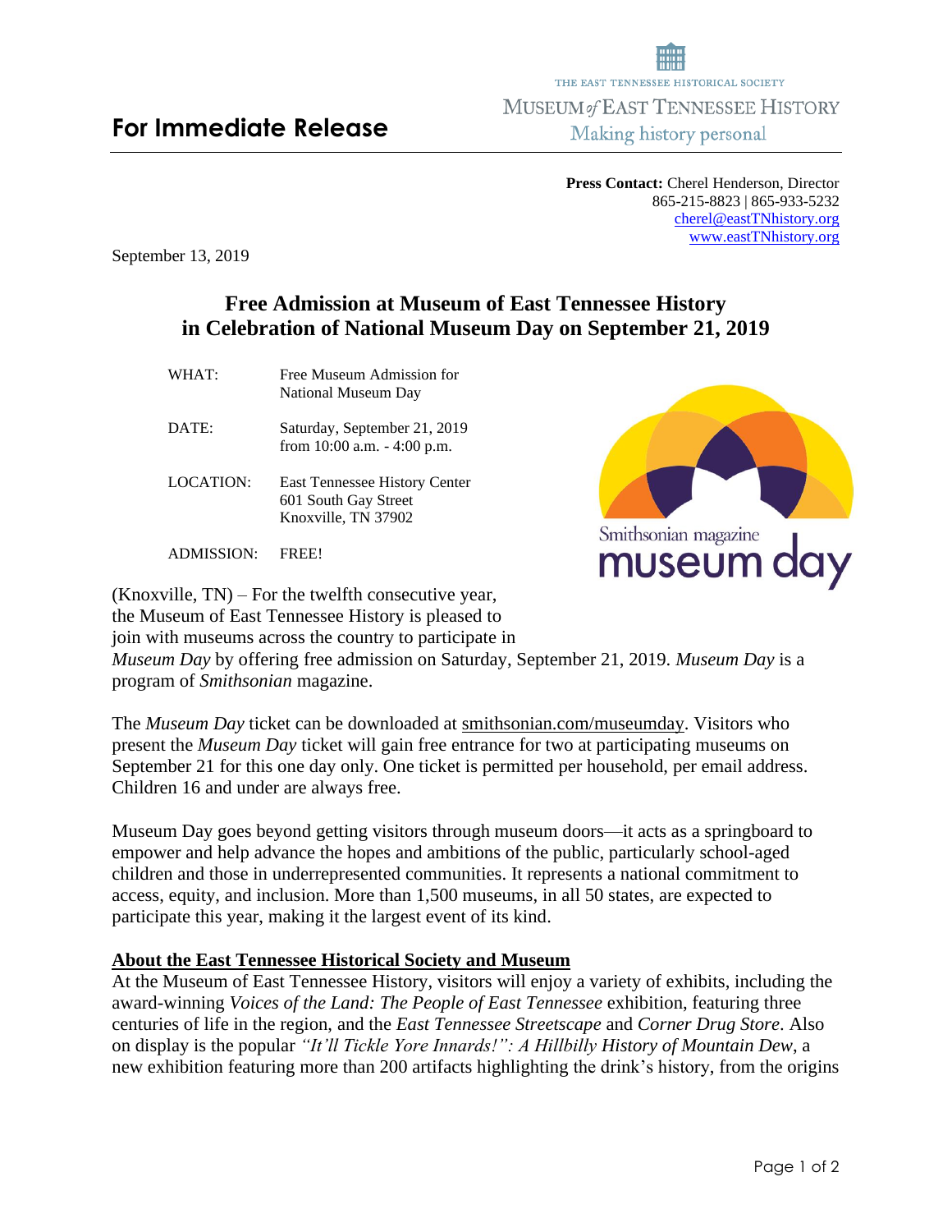THE EAST TENNESSEE HISTORICAL SOCIETY

MUSEUM *of* EAST TENNESSEE HISTORY

Making history personal

# For Immediate Release

**Press Contact:** Cherel Henderson, Director
865-215-8823 | 865-933-5232
cherel@eastTNhistory.org
www.eastTNhistory.org

September 13, 2019

## Free Admission at Museum of East Tennessee History in Celebration of National Museum Day on September 21, 2019

| | |
|---|---|
| WHAT: | Free Museum Admission for National Museum Day |
| DATE: | Saturday, September 21, 2019 from 10:00 a.m. - 4:00 p.m. |
| LOCATION: | East Tennessee History Center<br>601 South Gay Street<br>Knoxville, TN 37902 |
| ADMISSION: | FREE! |

Smithsonian magazine museum day

(Knoxville, TN) – For the twelfth consecutive year, the Museum of East Tennessee History is pleased to join with museums across the country to participate in *Museum Day* by offering free admission on Saturday, September 21, 2019. *Museum Day* is a program of *Smithsonian* magazine.

The *Museum Day* ticket can be downloaded at smithsonian.com/museumday. Visitors who present the *Museum Day* ticket will gain free entrance for two at participating museums on September 21 for this one day only. One ticket is permitted per household, per email address. Children 16 and under are always free.

Museum Day goes beyond getting visitors through museum doors—it acts as a springboard to empower and help advance the hopes and ambitions of the public, particularly school-aged children and those in underrepresented communities. It represents a national commitment to access, equity, and inclusion. More than 1,500 museums, in all 50 states, are expected to participate this year, making it the largest event of its kind.

### About the East Tennessee Historical Society and Museum

At the Museum of East Tennessee History, visitors will enjoy a variety of exhibits, including the award-winning *Voices of the Land: The People of East Tennessee* exhibition, featuring three centuries of life in the region, and the *East Tennessee Streetscape* and *Corner Drug Store*. Also on display is the popular *"It'll Tickle Yore Innards!": A Hillbilly History of Mountain Dew*, a new exhibition featuring more than 200 artifacts highlighting the drink's history, from the origins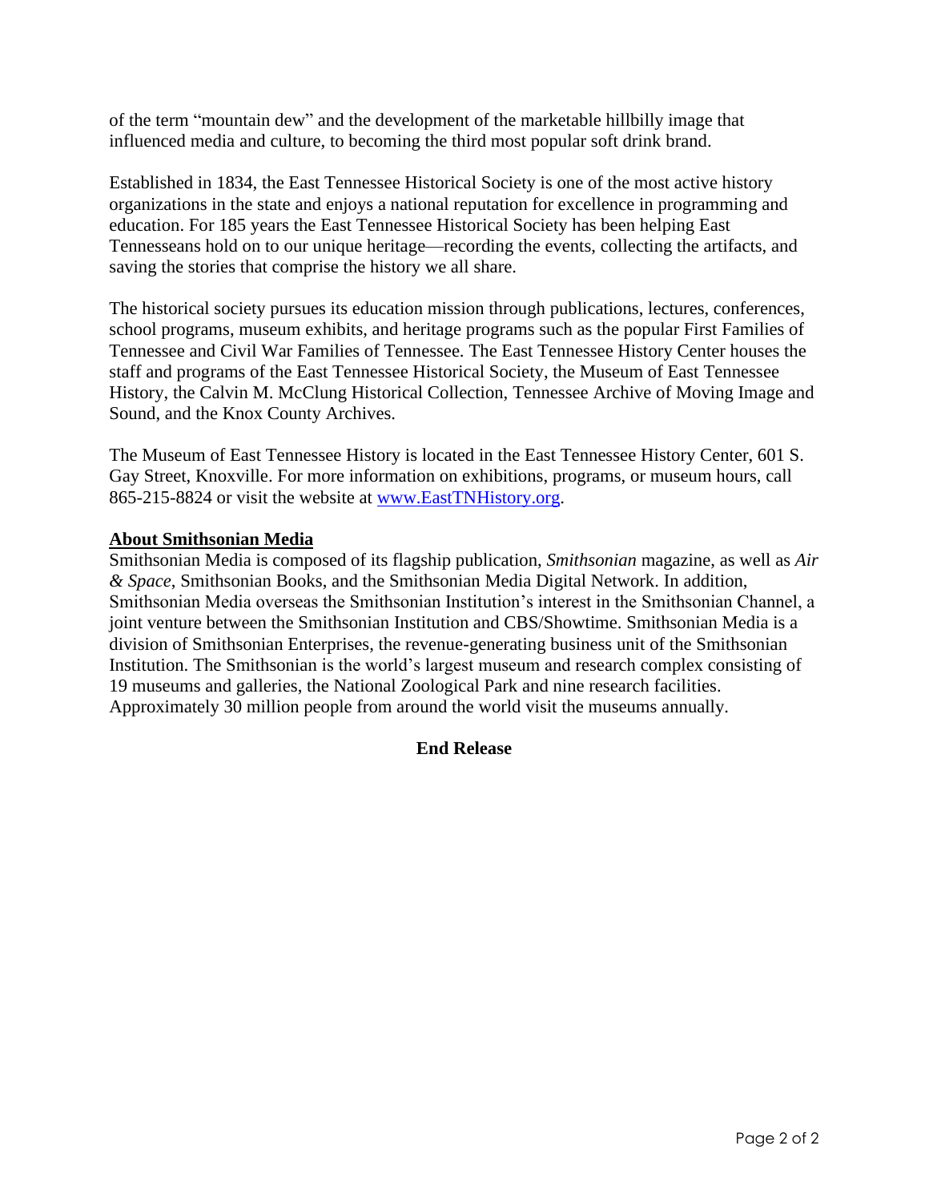of the term “mountain dew” and the development of the marketable hillbilly image that influenced media and culture, to becoming the third most popular soft drink brand.

Established in 1834, the East Tennessee Historical Society is one of the most active history organizations in the state and enjoys a national reputation for excellence in programming and education. For 185 years the East Tennessee Historical Society has been helping East Tennesseans hold on to our unique heritage—recording the events, collecting the artifacts, and saving the stories that comprise the history we all share.

The historical society pursues its education mission through publications, lectures, conferences, school programs, museum exhibits, and heritage programs such as the popular First Families of Tennessee and Civil War Families of Tennessee. The East Tennessee History Center houses the staff and programs of the East Tennessee Historical Society, the Museum of East Tennessee History, the Calvin M. McClung Historical Collection, Tennessee Archive of Moving Image and Sound, and the Knox County Archives.

The Museum of East Tennessee History is located in the East Tennessee History Center, 601 S. Gay Street, Knoxville. For more information on exhibitions, programs, or museum hours, call 865-215-8824 or visit the website at [www.EastTNHistory.org](http://www.EastTNHistory.org).

**About Smithsonian Media**

Smithsonian Media is composed of its flagship publication, *Smithsonian* magazine, as well as *Air & Space*, Smithsonian Books, and the Smithsonian Media Digital Network. In addition, Smithsonian Media overseas the Smithsonian Institution’s interest in the Smithsonian Channel, a joint venture between the Smithsonian Institution and CBS/Showtime. Smithsonian Media is a division of Smithsonian Enterprises, the revenue-generating business unit of the Smithsonian Institution. The Smithsonian is the world’s largest museum and research complex consisting of 19 museums and galleries, the National Zoological Park and nine research facilities. Approximately 30 million people from around the world visit the museums annually.

**End Release**